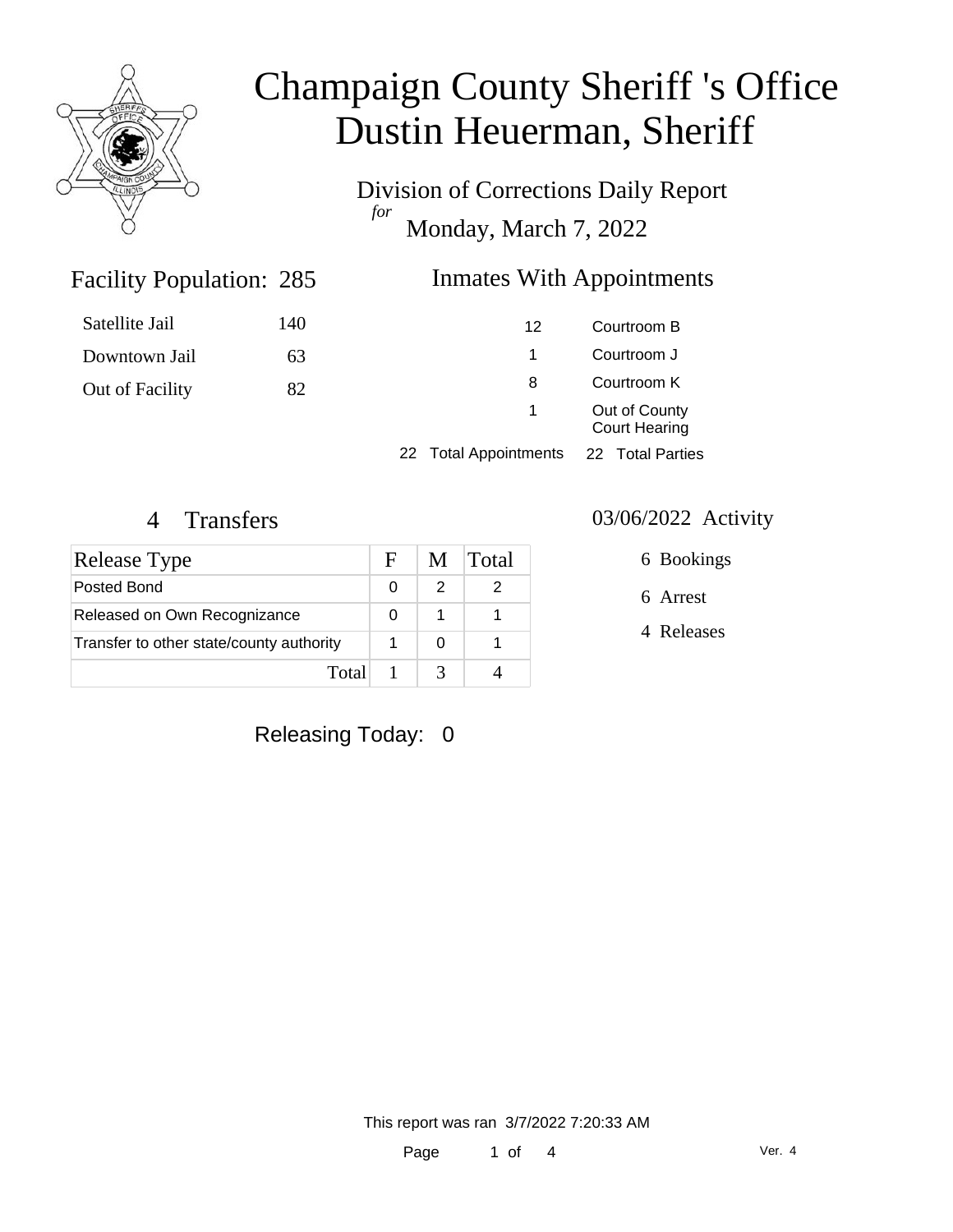# Champaign County Sheriff 's Office
# Dustin Heuerman, Sheriff

Division of Corrections Daily Report

*for*

Monday, March 7, 2022

## Facility Population: 285

| | |
|---|---|
| Satellite Jail | 140 |
| Downtown Jail | 63 |
| Out of Facility | 82 |

## Inmates With Appointments

| | |
|---|---|
| 12 | Courtroom B |
| 1 | Courtroom J |
| 8 | Courtroom K |
| 1 | Out of County Court Hearing |

22 Total Appointments    22 Total Parties

## 4 Transfers

| Release Type | F | M | Total |
|---|---|---|---|
| Posted Bond | 0 | 2 | 2 |
| Released on Own Recognizance | 0 | 1 | 1 |
| Transfer to other state/county authority | 1 | 0 | 1 |
| Total | 1 | 3 | 4 |

## 03/06/2022 Activity

6 Bookings

6 Arrest

4 Releases

Releasing Today: 0

This report was ran 3/7/2022 7:20:33 AM

Ver. 4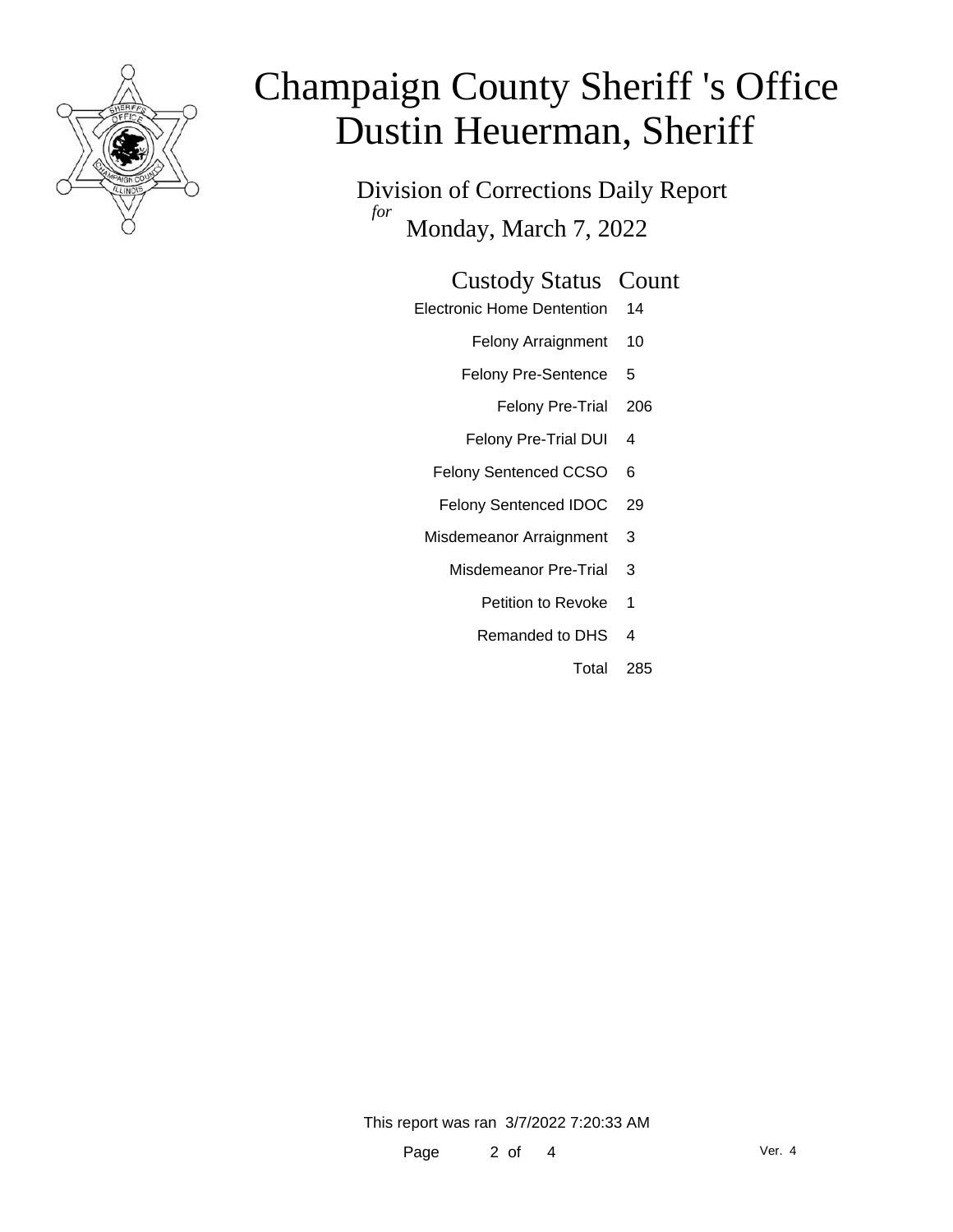# Champaign County Sheriff 's Office
# Dustin Heuerman, Sheriff

Division of Corrections Daily Report
*for*
Monday, March 7, 2022

| Custody Status | Count |
| --- | --- |
| Electronic Home Dentention | 14 |
| Felony Arraignment | 10 |
| Felony Pre-Sentence | 5 |
| Felony Pre-Trial | 206 |
| Felony Pre-Trial DUI | 4 |
| Felony Sentenced CCSO | 6 |
| Felony Sentenced IDOC | 29 |
| Misdemeanor Arraignment | 3 |
| Misdemeanor Pre-Trial | 3 |
| Petition to Revoke | 1 |
| Remanded to DHS | 4 |
| Total | 285 |

This report was ran 3/7/2022 7:20:33 AM

Ver. 4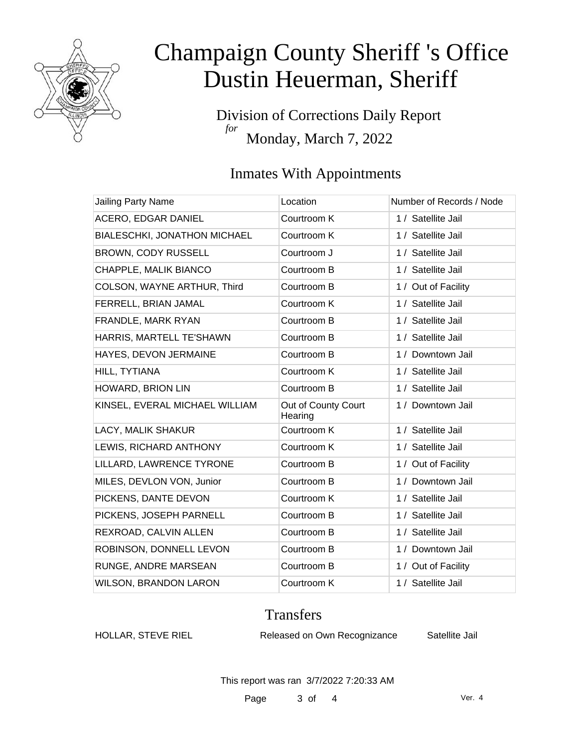# Champaign County Sheriff 's Office
# Dustin Heuerman, Sheriff

Division of Corrections Daily Report
*for*
Monday, March 7, 2022

## Inmates With Appointments

| Jailing Party Name | Location | Number of Records / Node |
|---|---|---|
| ACERO, EDGAR DANIEL | Courtroom K | 1 / Satellite Jail |
| BIALESCHKI, JONATHON MICHAEL | Courtroom K | 1 / Satellite Jail |
| BROWN, CODY RUSSELL | Courtroom J | 1 / Satellite Jail |
| CHAPPLE, MALIK BIANCO | Courtroom B | 1 / Satellite Jail |
| COLSON, WAYNE ARTHUR, Third | Courtroom B | 1 / Out of Facility |
| FERRELL, BRIAN JAMAL | Courtroom K | 1 / Satellite Jail |
| FRANDLE, MARK RYAN | Courtroom B | 1 / Satellite Jail |
| HARRIS, MARTELL TE'SHAWN | Courtroom B | 1 / Satellite Jail |
| HAYES, DEVON JERMAINE | Courtroom B | 1 / Downtown Jail |
| HILL, TYTIANA | Courtroom K | 1 / Satellite Jail |
| HOWARD, BRION LIN | Courtroom B | 1 / Satellite Jail |
| KINSEL, EVERAL MICHAEL WILLIAM | Out of County Court Hearing | 1 / Downtown Jail |
| LACY, MALIK SHAKUR | Courtroom K | 1 / Satellite Jail |
| LEWIS, RICHARD ANTHONY | Courtroom K | 1 / Satellite Jail |
| LILLARD, LAWRENCE TYRONE | Courtroom B | 1 / Out of Facility |
| MILES, DEVLON VON, Junior | Courtroom B | 1 / Downtown Jail |
| PICKENS, DANTE DEVON | Courtroom K | 1 / Satellite Jail |
| PICKENS, JOSEPH PARNELL | Courtroom B | 1 / Satellite Jail |
| REXROAD, CALVIN ALLEN | Courtroom B | 1 / Satellite Jail |
| ROBINSON, DONNELL LEVON | Courtroom B | 1 / Downtown Jail |
| RUNGE, ANDRE MARSEAN | Courtroom B | 1 / Out of Facility |
| WILSON, BRANDON LARON | Courtroom K | 1 / Satellite Jail |

## Transfers

| | | |
|---|---|---|
| HOLLAR, STEVE RIEL | Released on Own Recognizance | Satellite Jail |

This report was ran 3/7/2022 7:20:33 AM

Ver. 4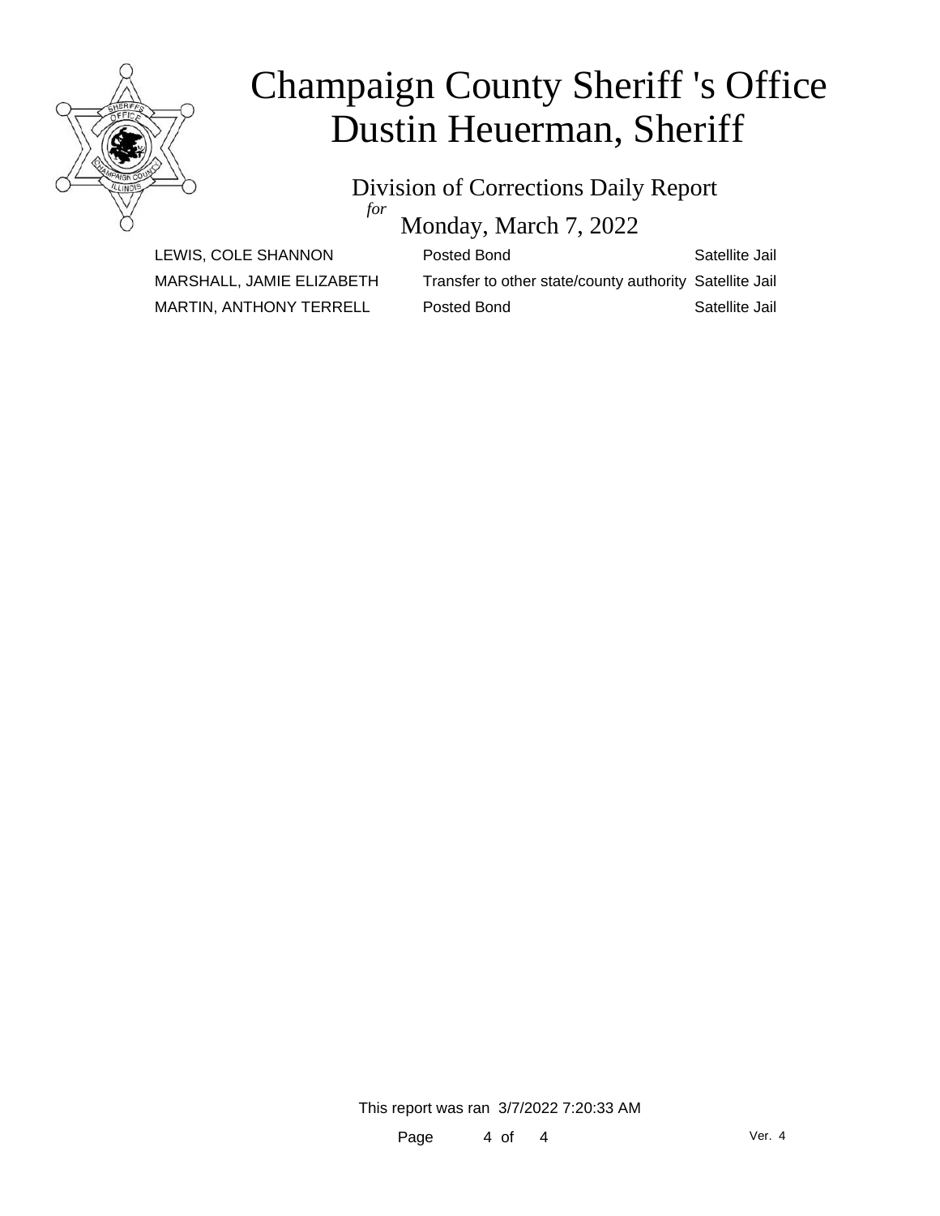# Champaign County Sheriff 's Office
# Dustin Heuerman, Sheriff

Division of Corrections Daily Report

*for*

Monday, March 7, 2022

| | | |
|---|---|---|
| LEWIS, COLE SHANNON | Posted Bond | Satellite Jail |
| MARSHALL, JAMIE ELIZABETH | Transfer to other state/county authority | Satellite Jail |
| MARTIN, ANTHONY TERRELL | Posted Bond | Satellite Jail |

This report was ran 3/7/2022 7:20:33 AM

Ver. 4